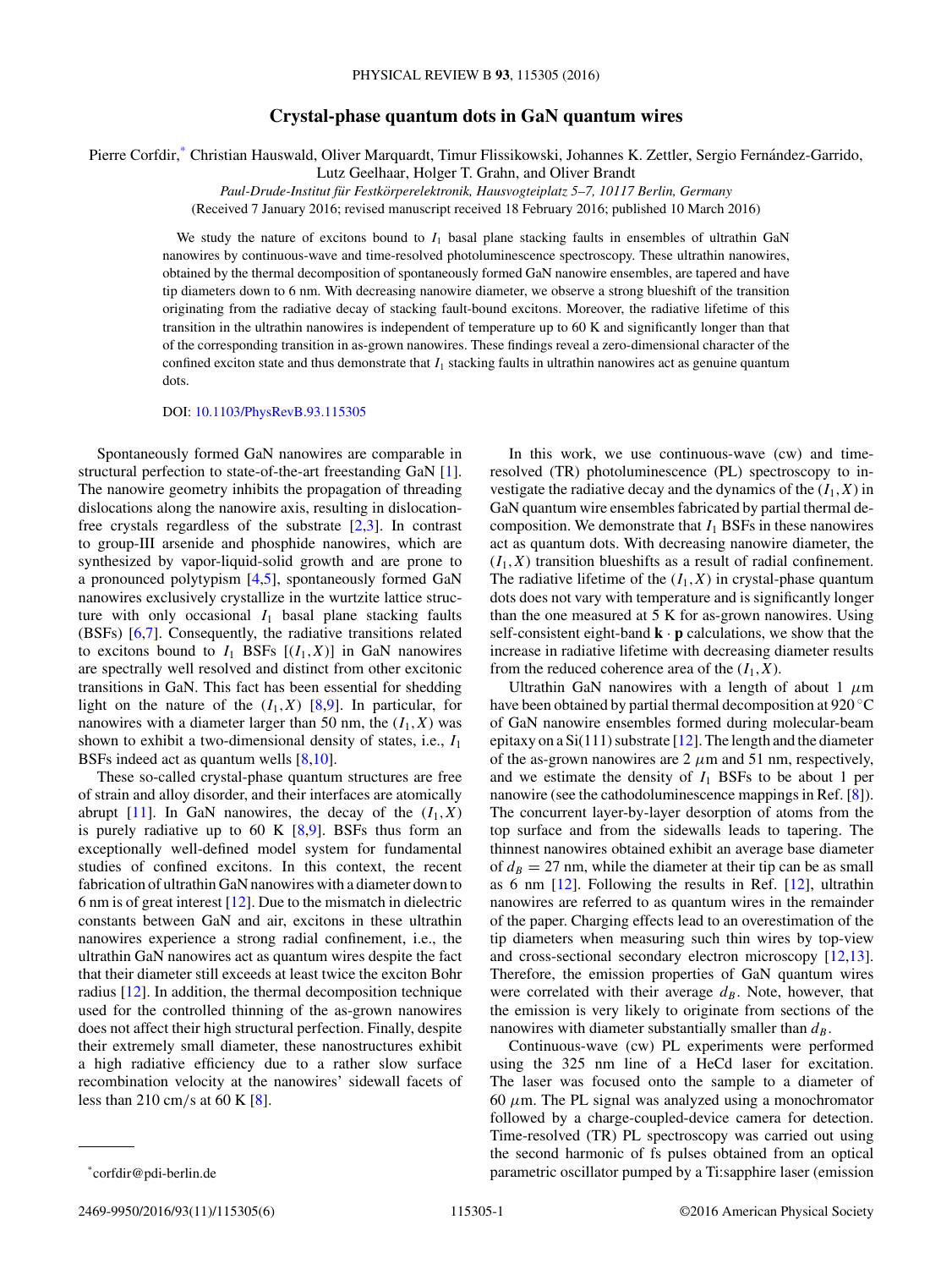# Crystal-phase quantum dots in GaN quantum wires

Pierre Corfdir,[*] Christian Hauswald, Oliver Marquardt, Timur Flissikowski, Johannes K. Zettler, Sergio Fernández-Garrido, Lutz Geelhaar, Holger T. Grahn, and Oliver Brandt

*Paul-Drude-Institut für Festkörperelektronik, Hausvogteiplatz 5–7, 10117 Berlin, Germany*

(Received 7 January 2016; revised manuscript received 18 February 2016; published 10 March 2016)

We study the nature of excitons bound to $I_1$ basal plane stacking faults in ensembles of ultrathin GaN nanowires by continuous-wave and time-resolved photoluminescence spectroscopy. These ultrathin nanowires, obtained by the thermal decomposition of spontaneously formed GaN nanowire ensembles, are tapered and have tip diameters down to 6 nm. With decreasing nanowire diameter, we observe a strong blueshift of the transition originating from the radiative decay of stacking fault-bound excitons. Moreover, the radiative lifetime of this transition in the ultrathin nanowires is independent of temperature up to 60 K and significantly longer than that of the corresponding transition in as-grown nanowires. These findings reveal a zero-dimensional character of the confined exciton state and thus demonstrate that $I_1$ stacking faults in ultrathin nanowires act as genuine quantum dots.

DOI: 10.1103/PhysRevB.93.115305

Spontaneously formed GaN nanowires are comparable in structural perfection to state-of-the-art freestanding GaN [1]. The nanowire geometry inhibits the propagation of threading dislocations along the nanowire axis, resulting in dislocation-free crystals regardless of the substrate [2,3]. In contrast to group-III arsenide and phosphide nanowires, which are synthesized by vapor-liquid-solid growth and are prone to a pronounced polytypism [4,5], spontaneously formed GaN nanowires exclusively crystallize in the wurtzite lattice structure with only occasional $I_1$ basal plane stacking faults (BSFs) [6,7]. Consequently, the radiative transitions related to excitons bound to $I_1$ BSFs [$(I_1,X)$] in GaN nanowires are spectrally well resolved and distinct from other excitonic transitions in GaN. This fact has been essential for shedding light on the nature of the $(I_1,X)$ [8,9]. In particular, for nanowires with a diameter larger than 50 nm, the $(I_1,X)$ was shown to exhibit a two-dimensional density of states, i.e., $I_1$ BSFs indeed act as quantum wells [8,10].

These so-called crystal-phase quantum structures are free of strain and alloy disorder, and their interfaces are atomically abrupt [11]. In GaN nanowires, the decay of the $(I_1,X)$ is purely radiative up to 60 K [8,9]. BSFs thus form an exceptionally well-defined model system for fundamental studies of confined excitons. In this context, the recent fabrication of ultrathin GaN nanowires with a diameter down to 6 nm is of great interest [12]. Due to the mismatch in dielectric constants between GaN and air, excitons in these ultrathin nanowires experience a strong radial confinement, i.e., the ultrathin GaN nanowires act as quantum wires despite the fact that their diameter still exceeds at least twice the exciton Bohr radius [12]. In addition, the thermal decomposition technique used for the controlled thinning of the as-grown nanowires does not affect their high structural perfection. Finally, despite their extremely small diameter, these nanostructures exhibit a high radiative efficiency due to a rather slow surface recombination velocity at the nanowires' sidewall facets of less than 210 cm/s at 60 K [8].

In this work, we use continuous-wave (cw) and time-resolved (TR) photoluminescence (PL) spectroscopy to investigate the radiative decay and the dynamics of the $(I_1,X)$ in GaN quantum wire ensembles fabricated by partial thermal decomposition. We demonstrate that $I_1$ BSFs in these nanowires act as quantum dots. With decreasing nanowire diameter, the $(I_1,X)$ transition blueshifts as a result of radial confinement. The radiative lifetime of the $(I_1,X)$ in crystal-phase quantum dots does not vary with temperature and is significantly longer than the one measured at 5 K for as-grown nanowires. Using self-consistent eight-band $\mathbf{k}\cdot\mathbf{p}$ calculations, we show that the increase in radiative lifetime with decreasing diameter results from the reduced coherence area of the $(I_1,X)$.

Ultrathin GaN nanowires with a length of about 1 $\mu$m have been obtained by partial thermal decomposition at 920 °C of GaN nanowire ensembles formed during molecular-beam epitaxy on a Si(111) substrate [12]. The length and the diameter of the as-grown nanowires are 2 $\mu$m and 51 nm, respectively, and we estimate the density of $I_1$ BSFs to be about 1 per nanowire (see the cathodoluminescence mappings in Ref. [8]). The concurrent layer-by-layer desorption of atoms from the top surface and from the sidewalls leads to tapering. The thinnest nanowires obtained exhibit an average base diameter of $d_B = 27$ nm, while the diameter at their tip can be as small as 6 nm [12]. Following the results in Ref. [12], ultrathin nanowires are referred to as quantum wires in the remainder of the paper. Charging effects lead to an overestimation of the tip diameters when measuring such thin wires by top-view and cross-sectional secondary electron microscopy [12,13]. Therefore, the emission properties of GaN quantum wires were correlated with their average $d_B$. Note, however, that the emission is very likely to originate from sections of the nanowires with diameter substantially smaller than $d_B$.

Continuous-wave (cw) PL experiments were performed using the 325 nm line of a HeCd laser for excitation. The laser was focused onto the sample to a diameter of 60 $\mu$m. The PL signal was analyzed using a monochromator followed by a charge-coupled-device camera for detection. Time-resolved (TR) PL spectroscopy was carried out using the second harmonic of fs pulses obtained from an optical parametric oscillator pumped by a Ti:sapphire laser (emission

[*]corfdir@pdi-berlin.de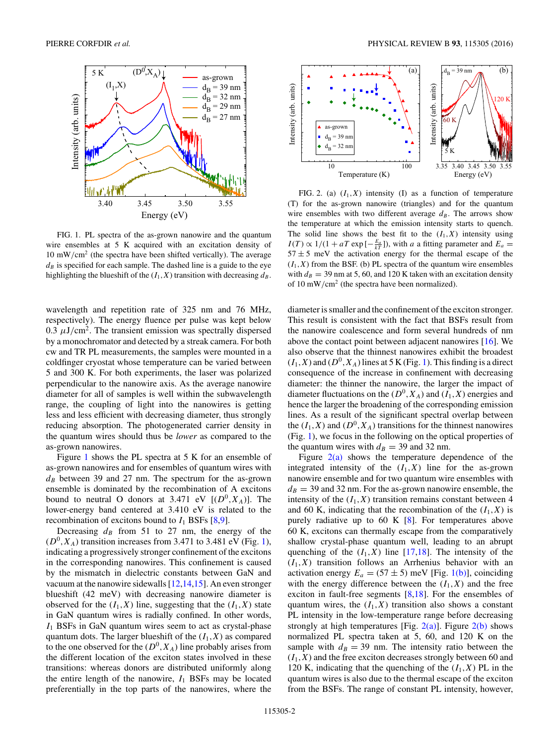FIG. 1. PL spectra of the as-grown nanowire and the quantum wire ensembles at 5 K acquired with an excitation density of 10 mW/cm$^2$ (the spectra have been shifted vertically). The average $d_B$ is specified for each sample. The dashed line is a guide to the eye highlighting the blueshift of the $(I_1,X)$ transition with decreasing $d_B$.

FIG. 2. (a) $(I_1,X)$ intensity (I) as a function of temperature (T) for the as-grown nanowire (triangles) and for the quantum wire ensembles with two different average $d_B$. The arrows show the temperature at which the emission intensity starts to quench. The solid line shows the best fit to the $(I_1,X)$ intensity using $I(T) \propto 1/(1 + aT\exp[-\frac{E_a}{kT}])$, with $a$ a fitting parameter and $E_a = 57 \pm 5$ meV the activation energy for the thermal escape of the $(I_1,X)$ from the BSF. (b) PL spectra of the quantum wire ensembles with $d_B = 39$ nm at 5, 60, and 120 K taken with an excitation density of 10 mW/cm$^2$ (the spectra have been normalized).

wavelength and repetition rate of 325 nm and 76 MHz, respectively). The energy fluence per pulse was kept below 0.3 $\mu$J/cm$^2$. The transient emission was spectrally dispersed by a monochromator and detected by a streak camera. For both cw and TR PL measurements, the samples were mounted in a coldfinger cryostat whose temperature can be varied between 5 and 300 K. For both experiments, the laser was polarized perpendicular to the nanowire axis. As the average nanowire diameter for all of samples is well within the subwavelength range, the coupling of light into the nanowires is getting less and less efficient with decreasing diameter, thus strongly reducing absorption. The photogenerated carrier density in the quantum wires should thus be *lower* as compared to the as-grown nanowires.

Figure 1 shows the PL spectra at 5 K for an ensemble of as-grown nanowires and for ensembles of quantum wires with $d_B$ between 39 and 27 nm. The spectrum for the as-grown ensemble is dominated by the recombination of A excitons bound to neutral O donors at 3.471 eV [$(D^0,X_A)$]. The lower-energy band centered at 3.410 eV is related to the recombination of excitons bound to $I_1$ BSFs [8,9].

Decreasing $d_B$ from 51 to 27 nm, the energy of the $(D^0,X_A)$ transition increases from 3.471 to 3.481 eV (Fig. 1), indicating a progressively stronger confinement of the excitons in the corresponding nanowires. This confinement is caused by the mismatch in dielectric constants between GaN and vacuum at the nanowire sidewalls [12,14,15]. An even stronger blueshift (42 meV) with decreasing nanowire diameter is observed for the $(I_1,X)$ line, suggesting that the $(I_1,X)$ state in GaN quantum wires is radially confined. In other words, $I_1$ BSFs in GaN quantum wires seem to act as crystal-phase quantum dots. The larger blueshift of the $(I_1,X)$ as compared to the one observed for the $(D^0,X_A)$ line probably arises from the different location of the exciton states involved in these transitions: whereas donors are distributed uniformly along the entire length of the nanowire, $I_1$ BSFs may be located preferentially in the top parts of the nanowires, where the diameter is smaller and the confinement of the exciton stronger. This result is consistent with the fact that BSFs result from the nanowire coalescence and form several hundreds of nm above the contact point between adjacent nanowires [16]. We also observe that the thinnest nanowires exhibit the broadest $(I_1,X)$ and $(D^0,X_A)$ lines at 5 K (Fig. 1). This finding is a direct consequence of the increase in confinement with decreasing diameter: the thinner the nanowire, the larger the impact of diameter fluctuations on the $(D^0,X_A)$ and $(I_1,X)$ energies and hence the larger the broadening of the corresponding emission lines. As a result of the significant spectral overlap between the $(I_1,X)$ and $(D^0,X_A)$ transitions for the thinnest nanowires (Fig. 1), we focus in the following on the optical properties of the quantum wires with $d_B = 39$ and 32 nm.

Figure 2(a) shows the temperature dependence of the integrated intensity of the $(I_1,X)$ line for the as-grown nanowire ensemble and for two quantum wire ensembles with $d_B = 39$ and 32 nm. For the as-grown nanowire ensemble, the intensity of the $(I_1,X)$ transition remains constant between 4 and 60 K, indicating that the recombination of the $(I_1,X)$ is purely radiative up to 60 K [8]. For temperatures above 60 K, excitons can thermally escape from the comparatively shallow crystal-phase quantum well, leading to an abrupt quenching of the $(I_1,X)$ line [17,18]. The intensity of the $(I_1,X)$ transition follows an Arrhenius behavior with an activation energy $E_a = (57 \pm 5)$ meV [Fig. 1(b)], coinciding with the energy difference between the $(I_1,X)$ and the free exciton in fault-free segments [8,18]. For the ensembles of quantum wires, the $(I_1,X)$ transition also shows a constant PL intensity in the low-temperature range before decreasing strongly at high temperatures [Fig. 2(a)]. Figure 2(b) shows normalized PL spectra taken at 5, 60, and 120 K on the sample with $d_B = 39$ nm. The intensity ratio between the $(I_1,X)$ and the free exciton decreases strongly between 60 and 120 K, indicating that the quenching of the $(I_1,X)$ PL in the quantum wires is also due to the thermal escape of the exciton from the BSFs. The range of constant PL intensity, however,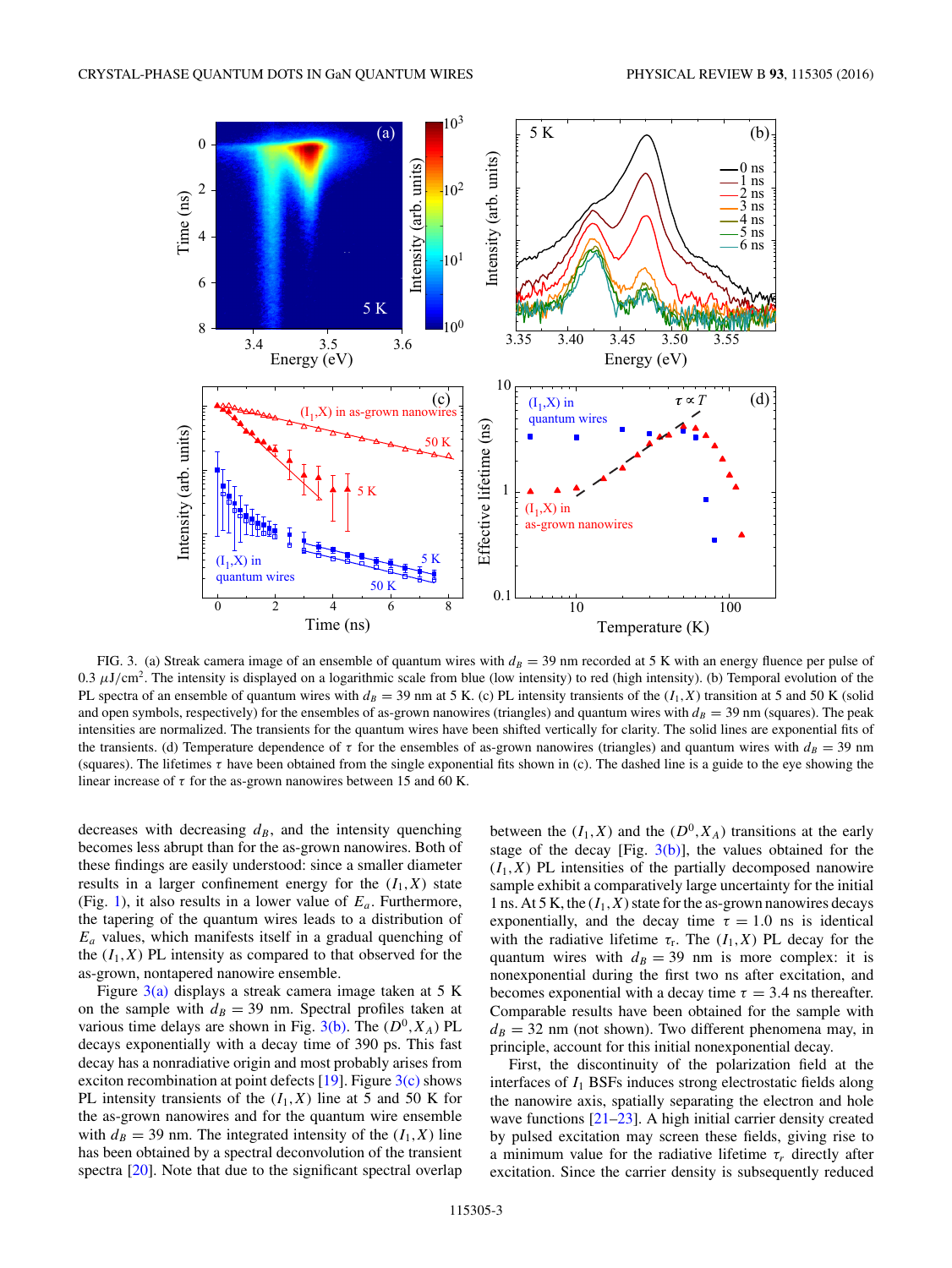FIG. 3. (a) Streak camera image of an ensemble of quantum wires with $d_B = 39$ nm recorded at 5 K with an energy fluence per pulse of 0.3 $\mu$J/cm$^2$. The intensity is displayed on a logarithmic scale from blue (low intensity) to red (high intensity). (b) Temporal evolution of the PL spectra of an ensemble of quantum wires with $d_B = 39$ nm at 5 K. (c) PL intensity transients of the $(I_1,X)$ transition at 5 and 50 K (solid and open symbols, respectively) for the ensembles of as-grown nanowires (triangles) and quantum wires with $d_B = 39$ nm (squares). The peak intensities are normalized. The transients for the quantum wires have been shifted vertically for clarity. The solid lines are exponential fits of the transients. (d) Temperature dependence of $\tau$ for the ensembles of as-grown nanowires (triangles) and quantum wires with $d_B = 39$ nm (squares). The lifetimes $\tau$ have been obtained from the single exponential fits shown in (c). The dashed line is a guide to the eye showing the linear increase of $\tau$ for the as-grown nanowires between 15 and 60 K.

decreases with decreasing $d_B$, and the intensity quenching becomes less abrupt than for the as-grown nanowires. Both of these findings are easily understood: since a smaller diameter results in a larger confinement energy for the $(I_1,X)$ state (Fig. 1), it also results in a lower value of $E_a$. Furthermore, the tapering of the quantum wires leads to a distribution of $E_a$ values, which manifests itself in a gradual quenching of the $(I_1,X)$ PL intensity as compared to that observed for the as-grown, nontapered nanowire ensemble.

Figure 3(a) displays a streak camera image taken at 5 K on the sample with $d_B = 39$ nm. Spectral profiles taken at various time delays are shown in Fig. 3(b). The $(D^0,X_A)$ PL decays exponentially with a decay time of 390 ps. This fast decay has a nonradiative origin and most probably arises from exciton recombination at point defects [19]. Figure 3(c) shows PL intensity transients of the $(I_1,X)$ line at 5 and 50 K for the as-grown nanowires and for the quantum wire ensemble with $d_B = 39$ nm. The integrated intensity of the $(I_1,X)$ line has been obtained by a spectral deconvolution of the transient spectra [20]. Note that due to the significant spectral overlap between the $(I_1,X)$ and the $(D^0,X_A)$ transitions at the early stage of the decay [Fig. 3(b)], the values obtained for the $(I_1,X)$ PL intensities of the partially decomposed nanowire sample exhibit a comparatively large uncertainty for the initial 1 ns. At 5 K, the $(I_1,X)$ state for the as-grown nanowires decays exponentially, and the decay time $\tau = 1.0$ ns is identical with the radiative lifetime $\tau_r$. The $(I_1,X)$ PL decay for the quantum wires with $d_B = 39$ nm is more complex: it is nonexponential during the first two ns after excitation, and becomes exponential with a decay time $\tau = 3.4$ ns thereafter. Comparable results have been obtained for the sample with $d_B = 32$ nm (not shown). Two different phenomena may, in principle, account for this initial nonexponential decay.

First, the discontinuity of the polarization field at the interfaces of $I_1$ BSFs induces strong electrostatic fields along the nanowire axis, spatially separating the electron and hole wave functions [21–23]. A high initial carrier density created by pulsed excitation may screen these fields, giving rise to a minimum value for the radiative lifetime $\tau_r$ directly after excitation. Since the carrier density is subsequently reduced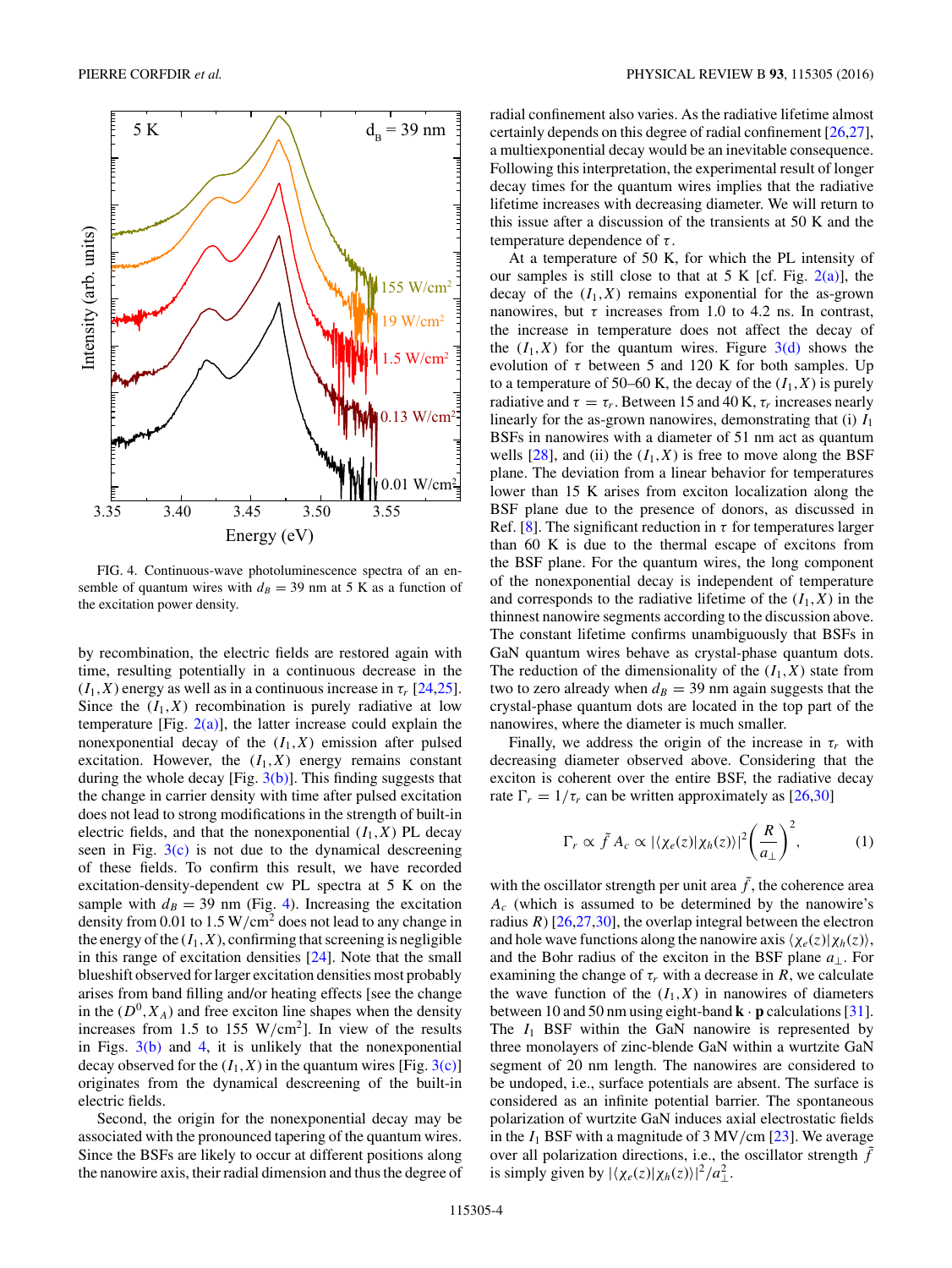FIG. 4. Continuous-wave photoluminescence spectra of an ensemble of quantum wires with $d_B = 39$ nm at 5 K as a function of the excitation power density.

by recombination, the electric fields are restored again with time, resulting potentially in a continuous decrease in the $(I_1,X)$ energy as well as in a continuous increase in $\tau_r$ [24,25]. Since the $(I_1,X)$ recombination is purely radiative at low temperature [Fig. 2(a)], the latter increase could explain the nonexponential decay of the $(I_1,X)$ emission after pulsed excitation. However, the $(I_1,X)$ energy remains constant during the whole decay [Fig. 3(b)]. This finding suggests that the change in carrier density with time after pulsed excitation does not lead to strong modifications in the strength of built-in electric fields, and that the nonexponential $(I_1,X)$ PL decay seen in Fig. 3(c) is not due to the dynamical descreening of these fields. To confirm this result, we have recorded excitation-density-dependent cw PL spectra at 5 K on the sample with $d_B = 39$ nm (Fig. 4). Increasing the excitation density from 0.01 to 1.5 W/cm$^2$ does not lead to any change in the energy of the $(I_1,X)$, confirming that screening is negligible in this range of excitation densities [24]. Note that the small blueshift observed for larger excitation densities most probably arises from band filling and/or heating effects [see the change in the $(D^0,X_A)$ and free exciton line shapes when the density increases from 1.5 to 155 W/cm$^2$]. In view of the results in Figs. 3(b) and 4, it is unlikely that the nonexponential decay observed for the $(I_1,X)$ in the quantum wires [Fig. 3(c)] originates from the dynamical descreening of the built-in electric fields.

Second, the origin for the nonexponential decay may be associated with the pronounced tapering of the quantum wires. Since the BSFs are likely to occur at different positions along the nanowire axis, their radial dimension and thus the degree of radial confinement also varies. As the radiative lifetime almost certainly depends on this degree of radial confinement [26,27], a multiexponential decay would be an inevitable consequence. Following this interpretation, the experimental result of longer decay times for the quantum wires implies that the radiative lifetime increases with decreasing diameter. We will return to this issue after a discussion of the transients at 50 K and the temperature dependence of $\tau$.

At a temperature of 50 K, for which the PL intensity of our samples is still close to that at 5 K [cf. Fig. 2(a)], the decay of the $(I_1,X)$ remains exponential for the as-grown nanowires, but $\tau$ increases from 1.0 to 4.2 ns. In contrast, the increase in temperature does not affect the decay of the $(I_1,X)$ for the quantum wires. Figure 3(d) shows the evolution of $\tau$ between 5 and 120 K for both samples. Up to a temperature of 50–60 K, the decay of the $(I_1,X)$ is purely radiative and $\tau = \tau_r$. Between 15 and 40 K, $\tau_r$ increases nearly linearly for the as-grown nanowires, demonstrating that (i) $I_1$ BSFs in nanowires with a diameter of 51 nm act as quantum wells [28], and (ii) the $(I_1,X)$ is free to move along the BSF plane. The deviation from a linear behavior for temperatures lower than 15 K arises from exciton localization along the BSF plane due to the presence of donors, as discussed in Ref. [8]. The significant reduction in $\tau$ for temperatures larger than 60 K is due to the thermal escape of excitons from the BSF plane. For the quantum wires, the long component of the nonexponential decay is independent of temperature and corresponds to the radiative lifetime of the $(I_1,X)$ in the thinnest nanowire segments according to the discussion above. The constant lifetime confirms unambiguously that BSFs in GaN quantum wires behave as crystal-phase quantum dots. The reduction of the dimensionality of the $(I_1,X)$ state from two to zero already when $d_B = 39$ nm again suggests that the crystal-phase quantum dots are located in the top part of the nanowires, where the diameter is much smaller.

Finally, we address the origin of the increase in $\tau_r$ with decreasing diameter observed above. Considering that the exciton is coherent over the entire BSF, the radiative decay rate $\Gamma_r = 1/\tau_r$ can be written approximately as [26,30]

$$\Gamma_r \propto \tilde{f}\, A_c \propto |\langle \chi_e(z)|\chi_h(z)\rangle|^2 \left(\frac{R}{a_\perp}\right)^2, \tag{1}$$

with the oscillator strength per unit area $\tilde{f}$, the coherence area $A_c$ (which is assumed to be determined by the nanowire's radius $R$) [26,27,30], the overlap integral between the electron and hole wave functions along the nanowire axis $\langle \chi_e(z)|\chi_h(z)\rangle$, and the Bohr radius of the exciton in the BSF plane $a_\perp$. For examining the change of $\tau_r$ with a decrease in $R$, we calculate the wave function of the $(I_1,X)$ in nanowires of diameters between 10 and 50 nm using eight-band $\mathbf{k}\cdot\mathbf{p}$ calculations [31]. The $I_1$ BSF within the GaN nanowire is represented by three monolayers of zinc-blende GaN within a wurtzite GaN segment of 20 nm length. The nanowires are considered to be undoped, i.e., surface potentials are absent. The surface is considered as an infinite potential barrier. The spontaneous polarization of wurtzite GaN induces axial electrostatic fields in the $I_1$ BSF with a magnitude of 3 MV/cm [23]. We average over all polarization directions, i.e., the oscillator strength $\tilde{f}$ is simply given by $|\langle \chi_e(z)|\chi_h(z)\rangle|^2/a_\perp^2$.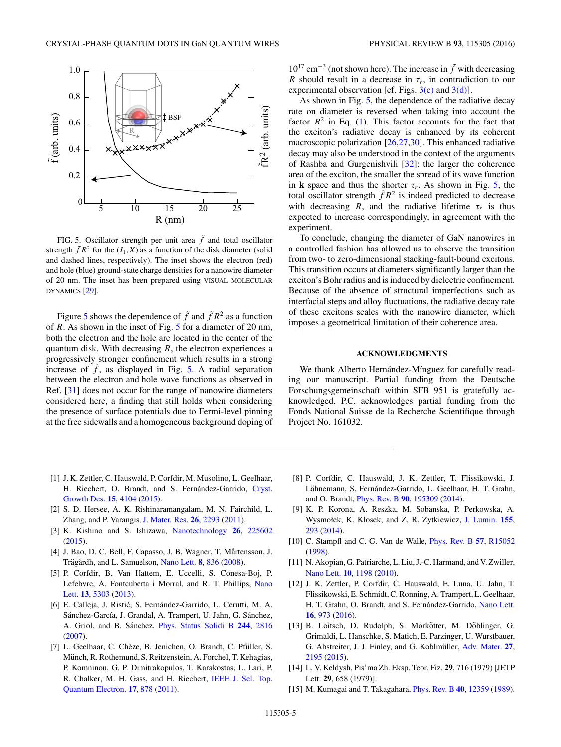FIG. 5. Oscillator strength per unit area $\tilde{f}$ and total oscillator strength $\tilde{f}R^2$ for the $(I_1,X)$ as a function of the disk diameter (solid and dashed lines, respectively). The inset shows the electron (red) and hole (blue) ground-state charge densities for a nanowire diameter of 20 nm. The inset has been prepared using VISUAL MOLECULAR DYNAMICS [29].

Figure 5 shows the dependence of $\tilde{f}$ and $\tilde{f}R^2$ as a function of $R$. As shown in the inset of Fig. 5 for a diameter of 20 nm, both the electron and the hole are located in the center of the quantum disk. With decreasing $R$, the electron experiences a progressively stronger confinement which results in a strong increase of $\tilde{f}$, as displayed in Fig. 5. A radial separation between the electron and hole wave functions as observed in Ref. [31] does not occur for the range of nanowire diameters considered here, a finding that still holds when considering the presence of surface potentials due to Fermi-level pinning at the free sidewalls and a homogeneous background doping of $10^{17}$ cm$^{-3}$ (not shown here). The increase in $\tilde{f}$ with decreasing $R$ should result in a decrease in $\tau_r$, in contradiction to our experimental observation [cf. Figs. 3(c) and 3(d)].

As shown in Fig. 5, the dependence of the radiative decay rate on diameter is reversed when taking into account the factor $R^2$ in Eq. (1). This factor accounts for the fact that the exciton's radiative decay is enhanced by its coherent macroscopic polarization [26,27,30]. This enhanced radiative decay may also be understood in the context of the arguments of Rashba and Gurgenishvili [32]: the larger the coherence area of the exciton, the smaller the spread of its wave function in **k** space and thus the shorter $\tau_r$. As shown in Fig. 5, the total oscillator strength $\tilde{f}R^2$ is indeed predicted to decrease with decreasing $R$, and the radiative lifetime $\tau_r$ is thus expected to increase correspondingly, in agreement with the experiment.

To conclude, changing the diameter of GaN nanowires in a controlled fashion has allowed us to observe the transition from two- to zero-dimensional stacking-fault-bound excitons. This transition occurs at diameters significantly larger than the exciton's Bohr radius and is induced by dielectric confinement. Because of the absence of structural imperfections such as interfacial steps and alloy fluctuations, the radiative decay rate of these excitons scales with the nanowire diameter, which imposes a geometrical limitation of their coherence area.

## ACKNOWLEDGMENTS

We thank Alberto Hernández-Mínguez for carefully reading our manuscript. Partial funding from the Deutsche Forschungsgemeinschaft within SFB 951 is gratefully acknowledged. P.C. acknowledges partial funding from the Fonds National Suisse de la Recherche Scientifique through Project No. 161032.

---

[1] J. K. Zettler, C. Hauswald, P. Corfdir, M. Musolino, L. Geelhaar, H. Riechert, O. Brandt, and S. Fernández-Garrido, Cryst. Growth Des. **15**, 4104 (2015).

[2] S. D. Hersee, A. K. Rishinaramangalam, M. N. Fairchild, L. Zhang, and P. Varangis, J. Mater. Res. **26**, 2293 (2011).

[3] K. Kishino and S. Ishizawa, Nanotechnology **26**, 225602 (2015).

[4] J. Bao, D. C. Bell, F. Capasso, J. B. Wagner, T. Mårtensson, J. Trägårdh, and L. Samuelson, Nano Lett. **8**, 836 (2008).

[5] P. Corfdir, B. Van Hattem, E. Uccelli, S. Conesa-Boj, P. Lefebvre, A. Fontcuberta i Morral, and R. T. Phillips, Nano Lett. **13**, 5303 (2013).

[6] E. Calleja, J. Ristić, S. Fernández-Garrido, L. Cerutti, M. A. Sánchez-García, J. Grandal, A. Trampert, U. Jahn, G. Sánchez, A. Griol, and B. Sánchez, Phys. Status Solidi B **244**, 2816 (2007).

[7] L. Geelhaar, C. Chèze, B. Jenichen, O. Brandt, C. Pfüller, S. Münch, R. Rothemund, S. Reitzenstein, A. Forchel, T. Kehagias, P. Komninou, G. P. Dimitrakopulos, T. Karakostas, L. Lari, P. R. Chalker, M. H. Gass, and H. Riechert, IEEE J. Sel. Top. Quantum Electron. **17**, 878 (2011).

[8] P. Corfdir, C. Hauswald, J. K. Zettler, T. Flissikowski, J. Lähnemann, S. Fernández-Garrido, L. Geelhaar, H. T. Grahn, and O. Brandt, Phys. Rev. B **90**, 195309 (2014).

[9] K. P. Korona, A. Reszka, M. Sobanska, P. Perkowska, A. Wysmołek, K. Klosek, and Z. R. Zytkiewicz, J. Lumin. **155**, 293 (2014).

[10] C. Stampfl and C. G. Van de Walle, Phys. Rev. B **57**, R15052 (1998).

[11] N. Akopian, G. Patriarche, L. Liu, J.-C. Harmand, and V. Zwiller, Nano Lett. **10**, 1198 (2010).

[12] J. K. Zettler, P. Corfdir, C. Hauswald, E. Luna, U. Jahn, T. Flissikowski, E. Schmidt, C. Ronning, A. Trampert, L. Geelhaar, H. T. Grahn, O. Brandt, and S. Fernández-Garrido, Nano Lett. **16**, 973 (2016).

[13] B. Loitsch, D. Rudolph, S. Morkötter, M. Döblinger, G. Grimaldi, L. Hanschke, S. Matich, E. Parzinger, U. Wurstbauer, G. Abstreiter, J. J. Finley, and G. Koblmüller, Adv. Mater. **27**, 2195 (2015).

[14] L. V. Keldysh, Pis'ma Zh. Eksp. Teor. Fiz. **29**, 716 (1979) [JETP Lett. **29**, 658 (1979)].

[15] M. Kumagai and T. Takagahara, Phys. Rev. B **40**, 12359 (1989).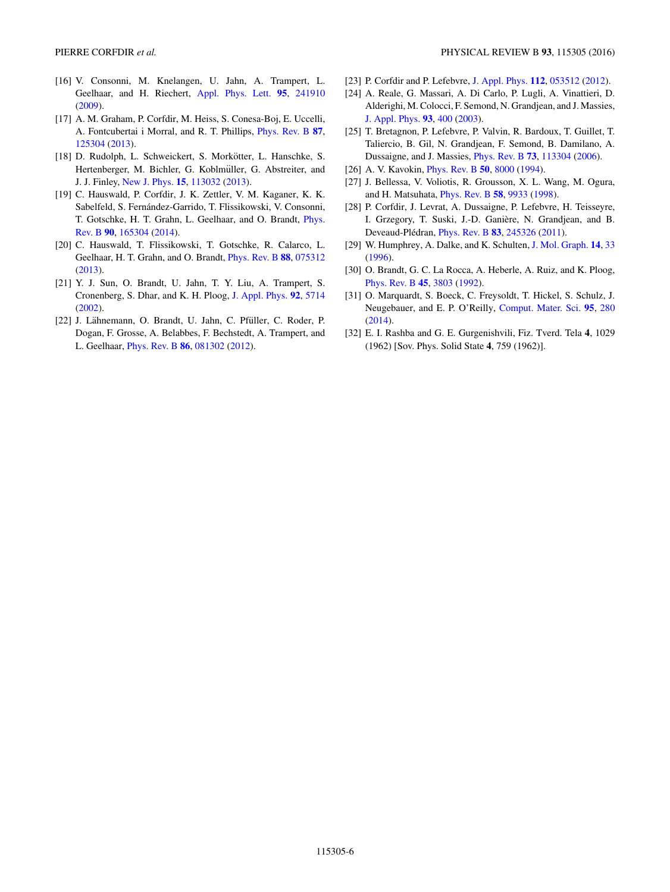[16] V. Consonni, M. Knelangen, U. Jahn, A. Trampert, L. Geelhaar, and H. Riechert, Appl. Phys. Lett. **95**, 241910 (2009).

[17] A. M. Graham, P. Corfdir, M. Heiss, S. Conesa-Boj, E. Uccelli, A. Fontcubertai i Morral, and R. T. Phillips, Phys. Rev. B **87**, 125304 (2013).

[18] D. Rudolph, L. Schweickert, S. Morkötter, L. Hanschke, S. Hertenberger, M. Bichler, G. Koblmüller, G. Abstreiter, and J. J. Finley, New J. Phys. **15**, 113032 (2013).

[19] C. Hauswald, P. Corfdir, J. K. Zettler, V. M. Kaganer, K. K. Sabelfeld, S. Fernández-Garrido, T. Flissikowski, V. Consonni, T. Gotschke, H. T. Grahn, L. Geelhaar, and O. Brandt, Phys. Rev. B **90**, 165304 (2014).

[20] C. Hauswald, T. Flissikowski, T. Gotschke, R. Calarco, L. Geelhaar, H. T. Grahn, and O. Brandt, Phys. Rev. B **88**, 075312 (2013).

[21] Y. J. Sun, O. Brandt, U. Jahn, T. Y. Liu, A. Trampert, S. Cronenberg, S. Dhar, and K. H. Ploog, J. Appl. Phys. **92**, 5714 (2002).

[22] J. Lähnemann, O. Brandt, U. Jahn, C. Pfüller, C. Roder, P. Dogan, F. Grosse, A. Belabbes, F. Bechstedt, A. Trampert, and L. Geelhaar, Phys. Rev. B **86**, 081302 (2012).

[23] P. Corfdir and P. Lefebvre, J. Appl. Phys. **112**, 053512 (2012).

[24] A. Reale, G. Massari, A. Di Carlo, P. Lugli, A. Vinattieri, D. Alderighi, M. Colocci, F. Semond, N. Grandjean, and J. Massies, J. Appl. Phys. **93**, 400 (2003).

[25] T. Bretagnon, P. Lefebvre, P. Valvin, R. Bardoux, T. Guillet, T. Taliercio, B. Gil, N. Grandjean, F. Semond, B. Damilano, A. Dussaigne, and J. Massies, Phys. Rev. B **73**, 113304 (2006).

[26] A. V. Kavokin, Phys. Rev. B **50**, 8000 (1994).

[27] J. Bellessa, V. Voliotis, R. Grousson, X. L. Wang, M. Ogura, and H. Matsuhata, Phys. Rev. B **58**, 9933 (1998).

[28] P. Corfdir, J. Levrat, A. Dussaigne, P. Lefebvre, H. Teisseyre, I. Grzegory, T. Suski, J.-D. Ganière, N. Grandjean, and B. Deveaud-Plédran, Phys. Rev. B **83**, 245326 (2011).

[29] W. Humphrey, A. Dalke, and K. Schulten, J. Mol. Graph. **14**, 33 (1996).

[30] O. Brandt, G. C. La Rocca, A. Heberle, A. Ruiz, and K. Ploog, Phys. Rev. B **45**, 3803 (1992).

[31] O. Marquardt, S. Boeck, C. Freysoldt, T. Hickel, S. Schulz, J. Neugebauer, and E. P. O'Reilly, Comput. Mater. Sci. **95**, 280 (2014).

[32] E. I. Rashba and G. E. Gurgenishvili, Fiz. Tverd. Tela **4**, 1029 (1962) [Sov. Phys. Solid State **4**, 759 (1962)].